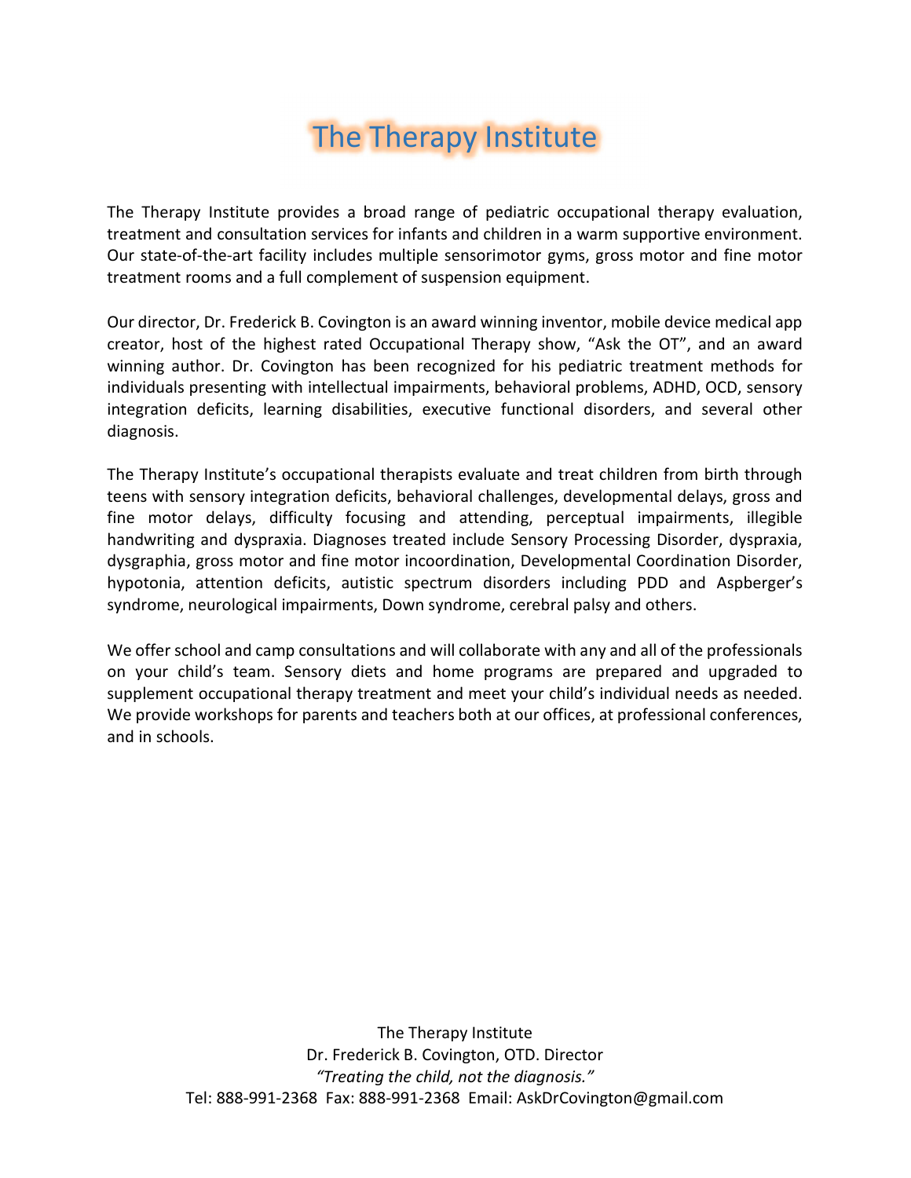# The Therapy Institute

The Therapy Institute provides a broad range of pediatric occupational therapy evaluation, treatment and consultation services for infants and children in a warm supportive environment. Our state-of-the-art facility includes multiple sensorimotor gyms, gross motor and fine motor treatment rooms and a full complement of suspension equipment.

Our director, Dr. Frederick B. Covington is an award winning inventor, mobile device medical app creator, host of the highest rated Occupational Therapy show, "Ask the OT", and an award winning author. Dr. Covington has been recognized for his pediatric treatment methods for individuals presenting with intellectual impairments, behavioral problems, ADHD, OCD, sensory integration deficits, learning disabilities, executive functional disorders, and several other diagnosis.

The Therapy Institute's occupational therapists evaluate and treat children from birth through teens with sensory integration deficits, behavioral challenges, developmental delays, gross and fine motor delays, difficulty focusing and attending, perceptual impairments, illegible handwriting and dyspraxia. Diagnoses treated include Sensory Processing Disorder, dyspraxia, dysgraphia, gross motor and fine motor incoordination, Developmental Coordination Disorder, hypotonia, attention deficits, autistic spectrum disorders including PDD and Aspberger's syndrome, neurological impairments, Down syndrome, cerebral palsy and others.

We offer school and camp consultations and will collaborate with any and all of the professionals on your child's team. Sensory diets and home programs are prepared and upgraded to supplement occupational therapy treatment and meet your child's individual needs as needed. We provide workshops for parents and teachers both at our offices, at professional conferences, and in schools.

The Therapy Institute
Dr. Frederick B. Covington, OTD. Director
*"Treating the child, not the diagnosis."*
Tel: 888-991-2368 Fax: 888-991-2368 Email: AskDrCovington@gmail.com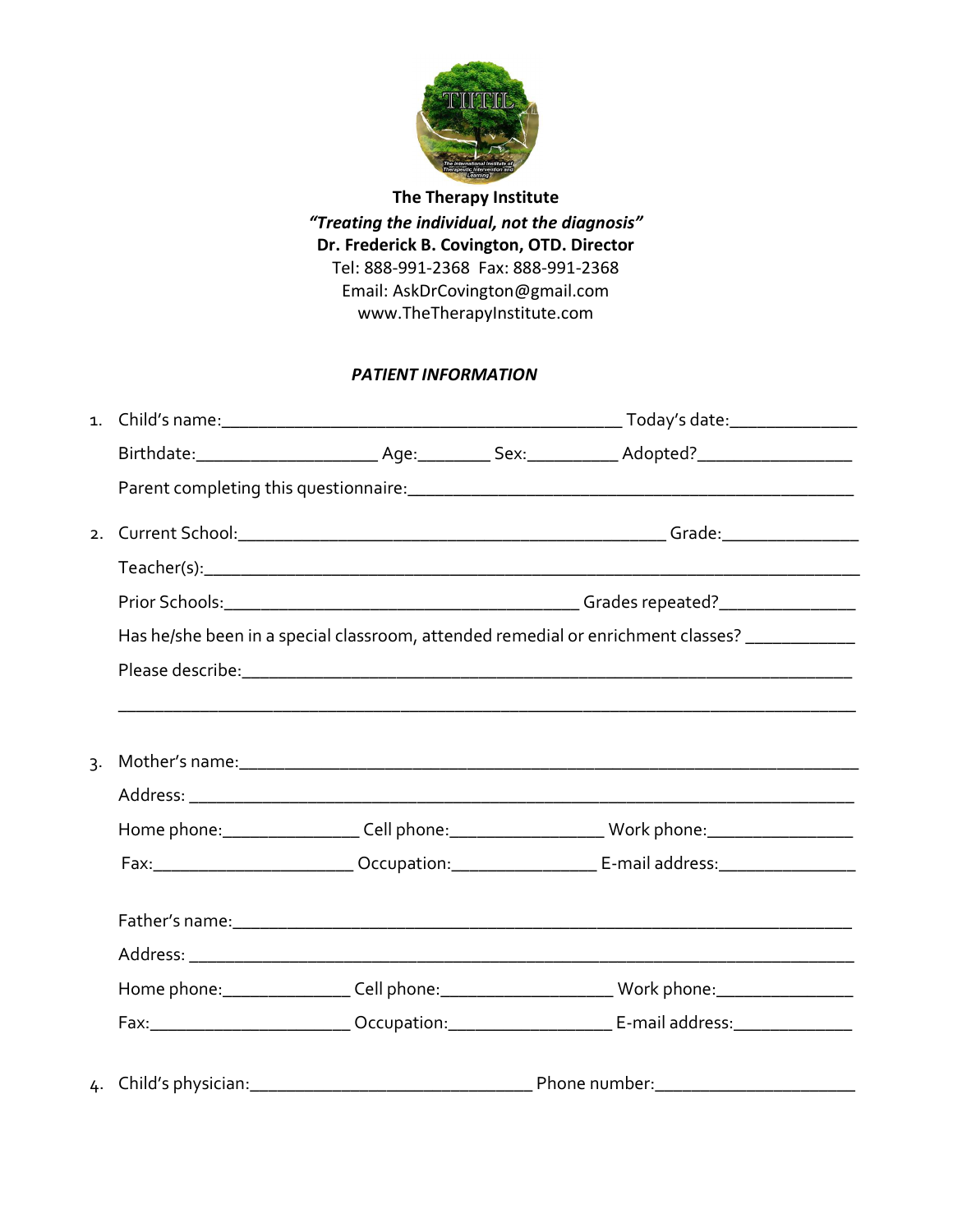**The Therapy Institute**

***"Treating the individual, not the diagnosis"***

**Dr. Frederick B. Covington, OTD. Director**

Tel: 888-991-2368 Fax: 888-991-2368

Email: AskDrCovington@gmail.com

www.TheTherapyInstitute.com

## *PATIENT INFORMATION*

1. Child's name:_____________________________________________ Today's date:______________

   Birthdate:____________________ Age:________ Sex:__________ Adopted?_________________

   Parent completing this questionnaire:_______________________________________________

2. Current School:_______________________________________________ Grade:_______________

   Teacher(s):_______________________________________________________________________

   Prior Schools:_______________________________________ Grades repeated?_______________

   Has he/she been in a special classroom, attended remedial or enrichment classes? ____________

   Please describe:_____________________________________________________________________

   _____________________________________________________________________________________

3. Mother's name:_____________________________________________________________________

   Address: ___________________________________________________________________________

   Home phone:_______________ Cell phone:_________________ Work phone:________________

   Fax:______________________ Occupation:________________ E-mail address:_______________

   Father's name:_______________________________________________________________________

   Address: ___________________________________________________________________________

   Home phone:______________ Cell phone:___________________ Work phone:_______________

   Fax:______________________ Occupation:__________________ E-mail address:_____________

4. Child's physician:_______________________________ Phone number:______________________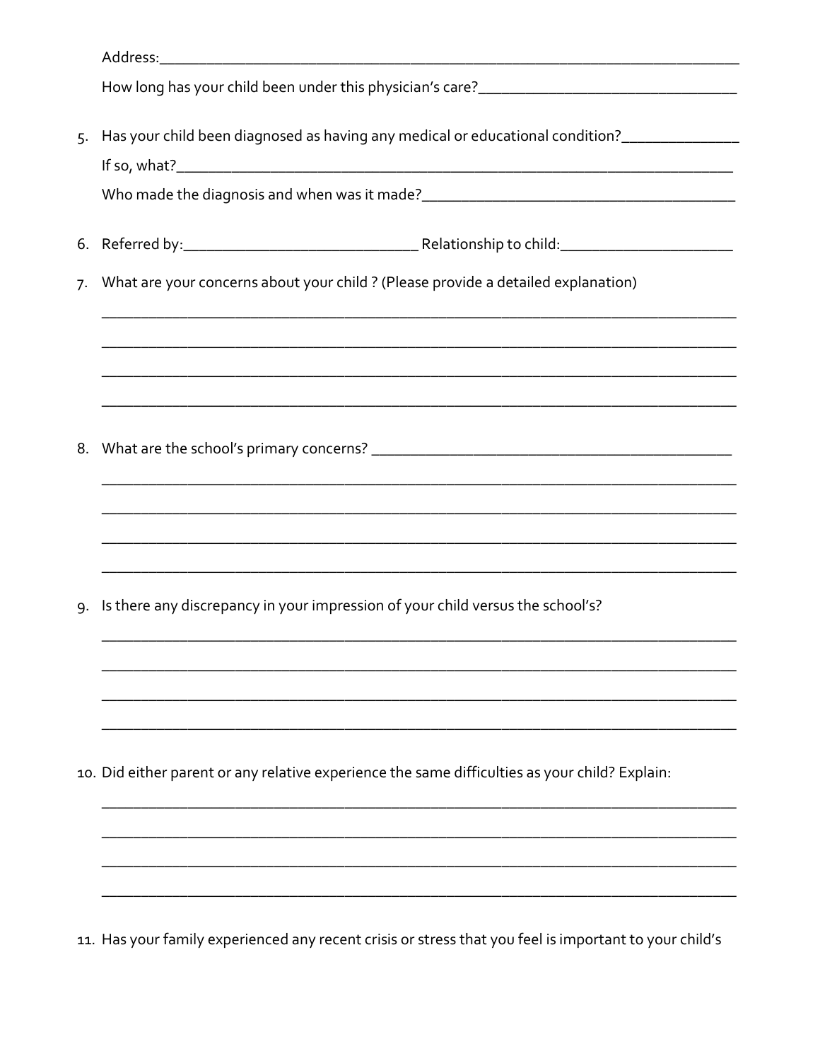Address:_______________________________________________________________________

How long has your child been under this physician's care?_______________________________

5. Has your child been diagnosed as having any medical or educational condition?_____________

   If so, what?____________________________________________________________________

   Who made the diagnosis and when was it made?_____________________________________

6. Referred by:____________________________ Relationship to child:_____________________

7. What are your concerns about your child ? (Please provide a detailed explanation)

   _______________________________________________________________________________

   _______________________________________________________________________________

   _______________________________________________________________________________

   _______________________________________________________________________________

8. What are the school's primary concerns? _____________________________________________

   _______________________________________________________________________________

   _______________________________________________________________________________

   _______________________________________________________________________________

   _______________________________________________________________________________

9. Is there any discrepancy in your impression of your child versus the school's?

   _______________________________________________________________________________

   _______________________________________________________________________________

   _______________________________________________________________________________

   _______________________________________________________________________________

10. Did either parent or any relative experience the same difficulties as your child? Explain:

    _______________________________________________________________________________

    _______________________________________________________________________________

    _______________________________________________________________________________

    _______________________________________________________________________________

11. Has your family experienced any recent crisis or stress that you feel is important to your child's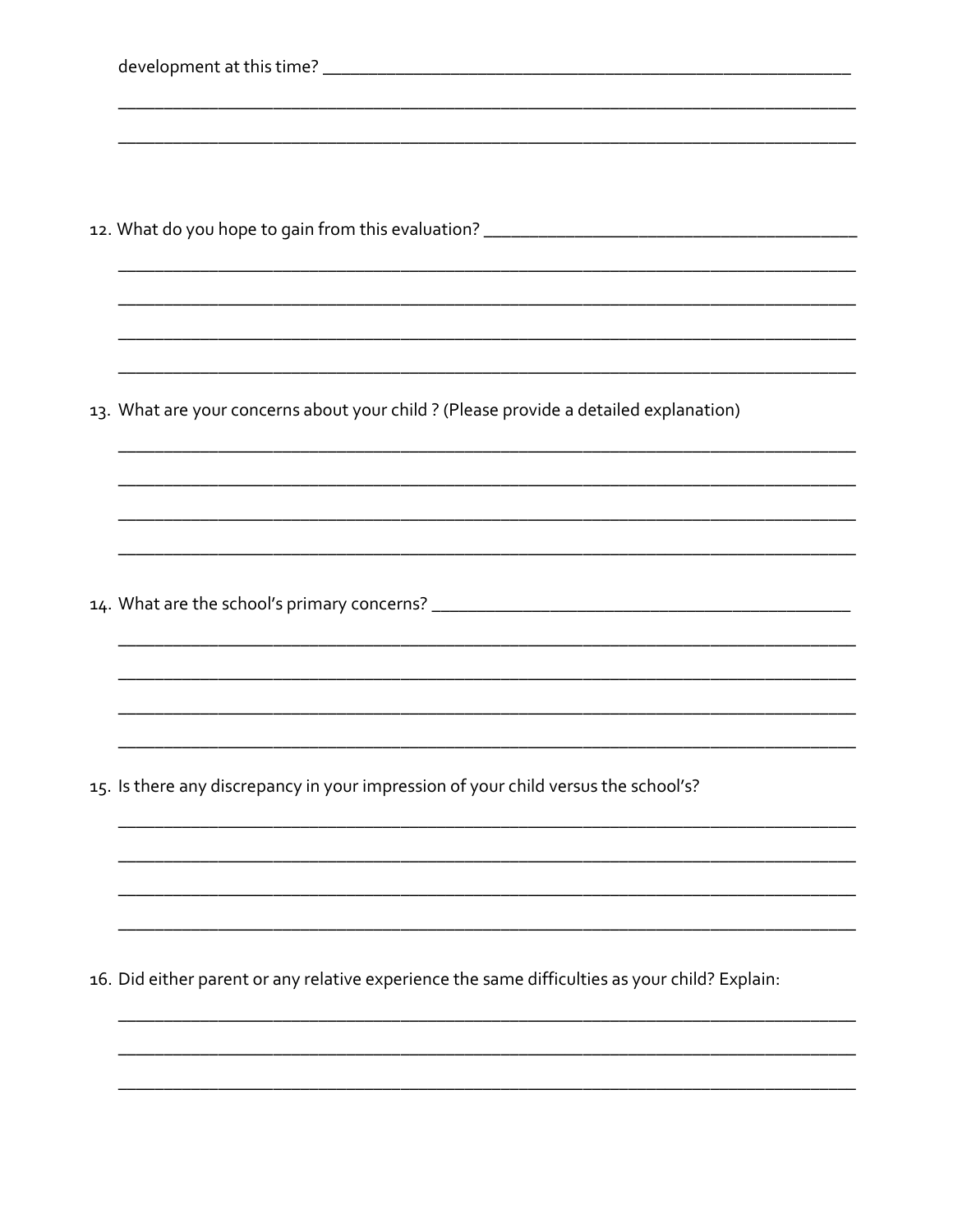development at this time? ______________________________________________

______________________________________________________________________

______________________________________________________________________

12. What do you hope to gain from this evaluation? ______________________________

______________________________________________________________________

______________________________________________________________________

______________________________________________________________________

______________________________________________________________________

13. What are your concerns about your child ? (Please provide a detailed explanation)

______________________________________________________________________

______________________________________________________________________

______________________________________________________________________

______________________________________________________________________

14. What are the school's primary concerns? ____________________________________

______________________________________________________________________

______________________________________________________________________

______________________________________________________________________

______________________________________________________________________

15. Is there any discrepancy in your impression of your child versus the school's?

______________________________________________________________________

______________________________________________________________________

______________________________________________________________________

______________________________________________________________________

16. Did either parent or any relative experience the same difficulties as your child? Explain:

______________________________________________________________________

______________________________________________________________________

______________________________________________________________________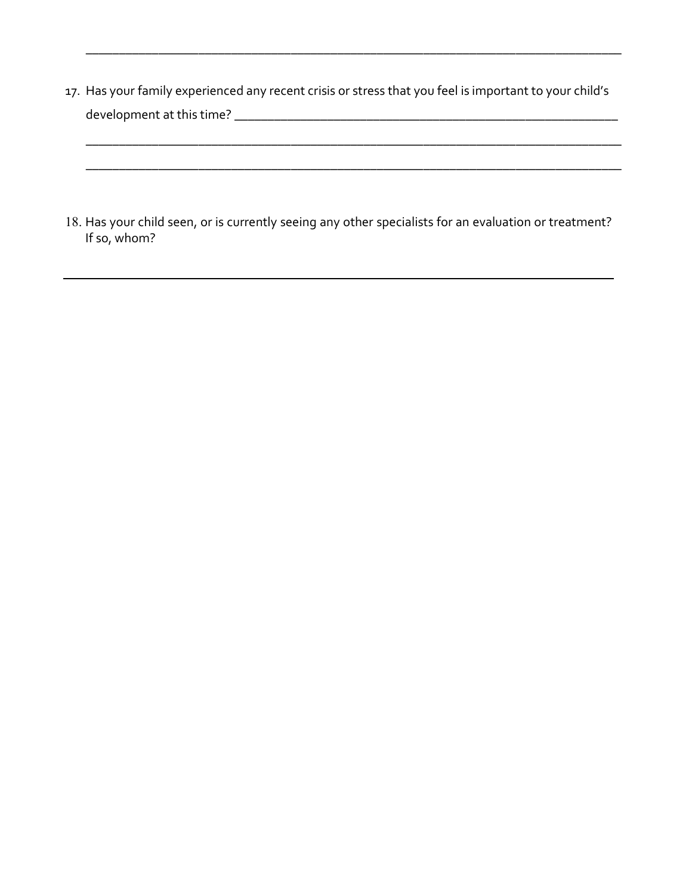______________________________________________________________________________

17. Has your family experienced any recent crisis or stress that you feel is important to your child's development at this time? ________________________________________________________

    ______________________________________________________________________________

    ______________________________________________________________________________

18. Has your child seen, or is currently seeing any other specialists for an evaluation or treatment? If so, whom?

______________________________________________________________________________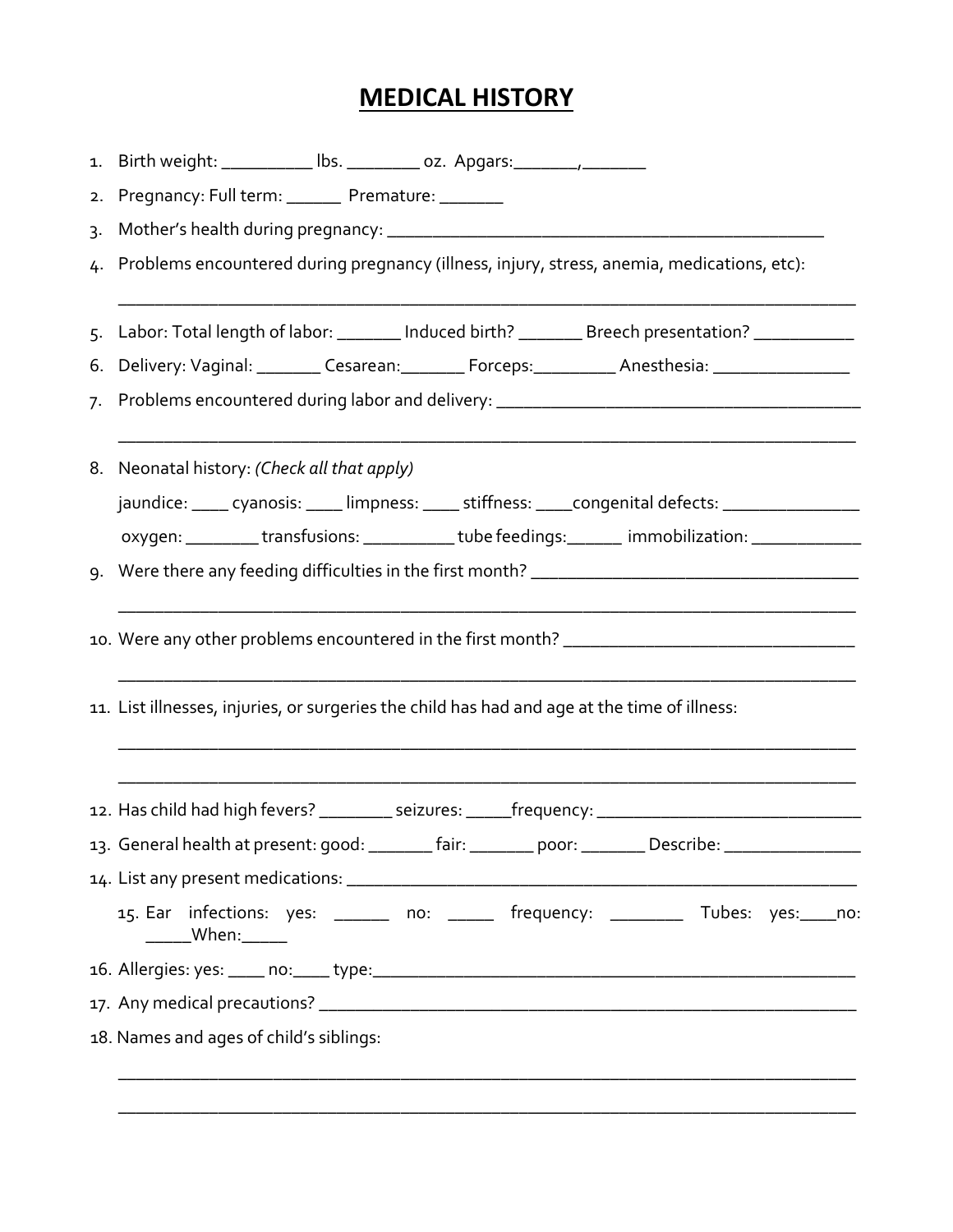# MEDICAL HISTORY

1. Birth weight: __________ lbs. ________ oz. Apgars:_______,_______
2. Pregnancy: Full term: ______ Premature: _______
3. Mother's health during pregnancy: _________________________________________________
4. Problems encountered during pregnancy (illness, injury, stress, anemia, medications, etc):

   ___________________________________________________________________________________
5. Labor: Total length of labor: _______ Induced birth? _______ Breech presentation? ___________
6. Delivery: Vaginal: _______ Cesarean:_______ Forceps:_________ Anesthesia: _______________
7. Problems encountered during labor and delivery: _________________________________________

   ___________________________________________________________________________________
8. Neonatal history: *(Check all that apply)*

   jaundice: ____ cyanosis: ____ limpness: ____ stiffness: ____congenital defects: _______________

   oxygen: ________ transfusions: __________ tube feedings:______ immobilization: ____________
9. Were there any feeding difficulties in the first month? ___________________________________

   ___________________________________________________________________________________
10. Were any other problems encountered in the first month? ________________________________

    ___________________________________________________________________________________
11. List illnesses, injuries, or surgeries the child has had and age at the time of illness:

    ___________________________________________________________________________________

    ___________________________________________________________________________________
12. Has child had high fevers? ________ seizures: _____frequency: _____________________________
13. General health at present: good: _______ fair: _______ poor: _______ Describe: _______________
14. List any present medications: _________________________________________________________
15. Ear infections: yes: ______ no: _____ frequency: ________ Tubes: yes:____no: _____When:_____
16. Allergies: yes: ____ no:____ type:______________________________________________________
17. Any medical precautions? ____________________________________________________________
18. Names and ages of child's siblings:

    ___________________________________________________________________________________

    ___________________________________________________________________________________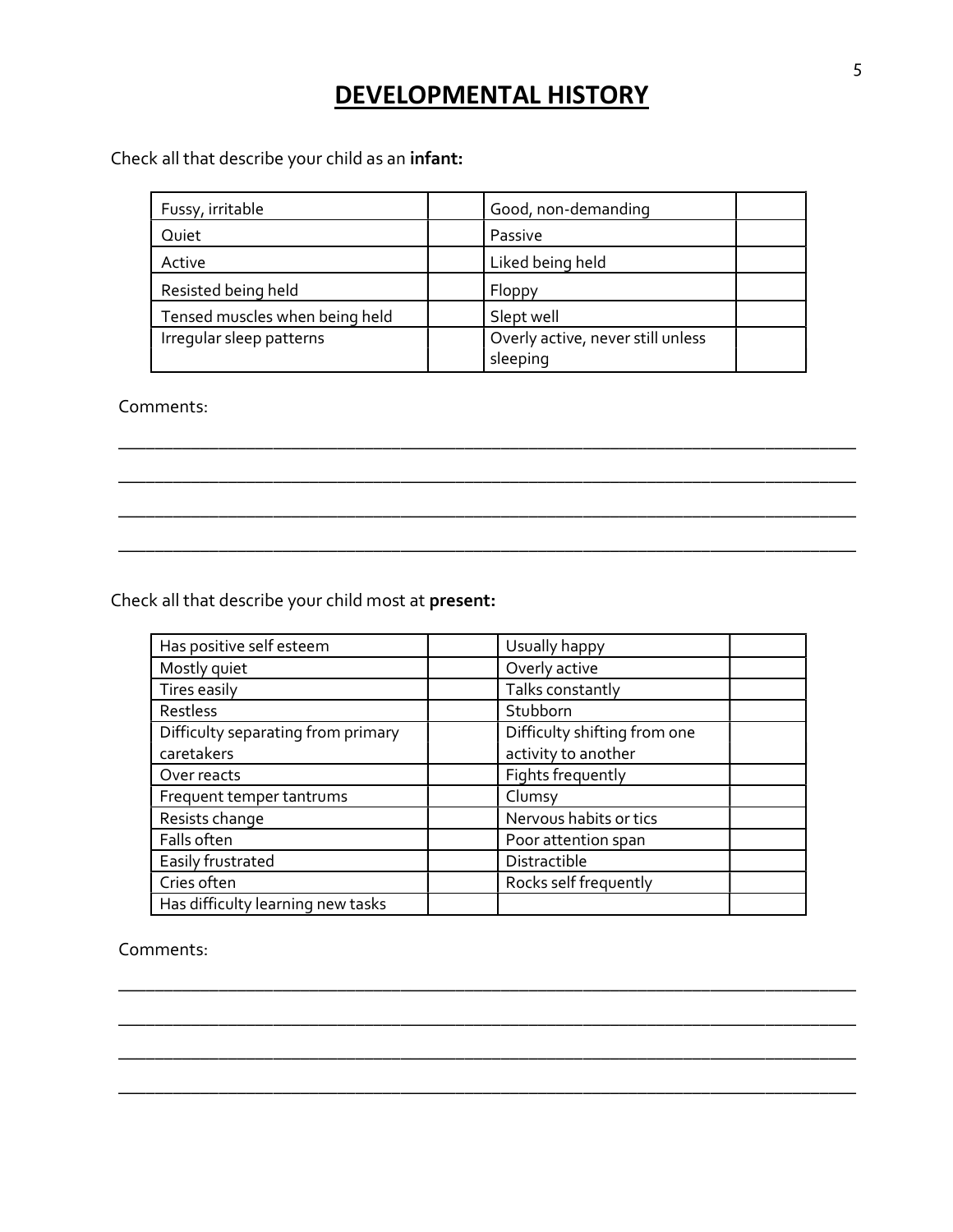# DEVELOPMENTAL HISTORY

Check all that describe your child as an **infant:**

| | | | |
|---|---|---|---|
| Fussy, irritable | | Good, non-demanding | |
| Quiet | | Passive | |
| Active | | Liked being held | |
| Resisted being held | | Floppy | |
| Tensed muscles when being held | | Slept well | |
| Irregular sleep patterns | | Overly active, never still unless sleeping | |

Comments:

________________________________________________________________________________

________________________________________________________________________________

________________________________________________________________________________

________________________________________________________________________________

Check all that describe your child most at **present:**

| | | | |
|---|---|---|---|
| Has positive self esteem | | Usually happy | |
| Mostly quiet | | Overly active | |
| Tires easily | | Talks constantly | |
| Restless | | Stubborn | |
| Difficulty separating from primary caretakers | | Difficulty shifting from one activity to another | |
| Over reacts | | Fights frequently | |
| Frequent temper tantrums | | Clumsy | |
| Resists change | | Nervous habits or tics | |
| Falls often | | Poor attention span | |
| Easily frustrated | | Distractible | |
| Cries often | | Rocks self frequently | |
| Has difficulty learning new tasks | | | |

Comments:

________________________________________________________________________________

________________________________________________________________________________

________________________________________________________________________________

________________________________________________________________________________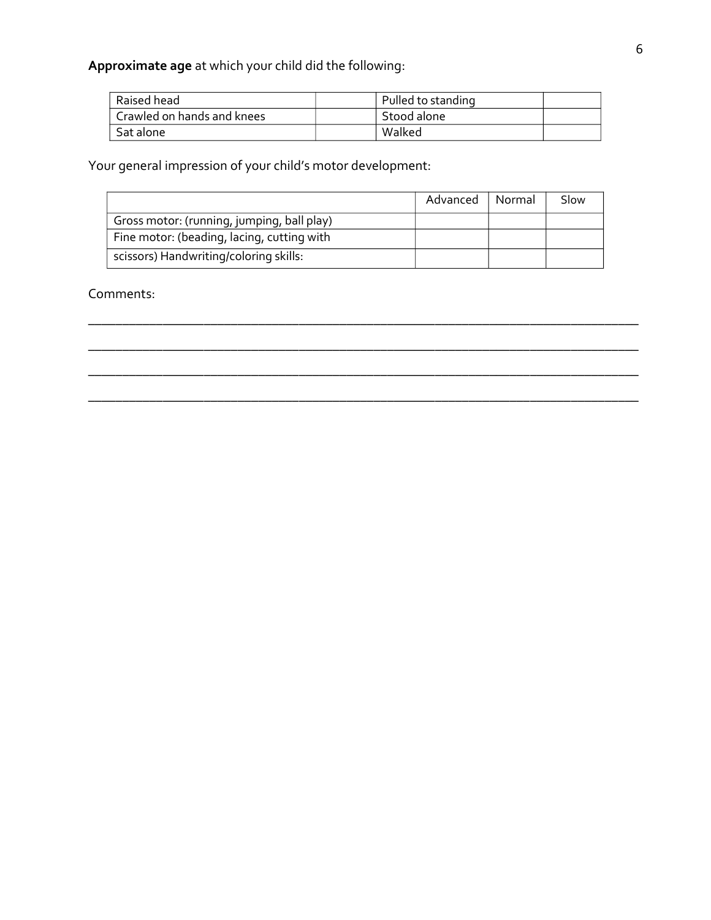**Approximate age** at which your child did the following:

| Raised head | | Pulled to standing | |
|---|---|---|---|
| Crawled on hands and knees | | Stood alone | |
| Sat alone | | Walked | |

Your general impression of your child's motor development:

| | Advanced | Normal | Slow |
|---|---|---|---|
| Gross motor: (running, jumping, ball play) | | | |
| Fine motor: (beading, lacing, cutting with | | | |
| scissors) Handwriting/coloring skills: | | | |

Comments:

______________________________________________________________________________

______________________________________________________________________________

______________________________________________________________________________

______________________________________________________________________________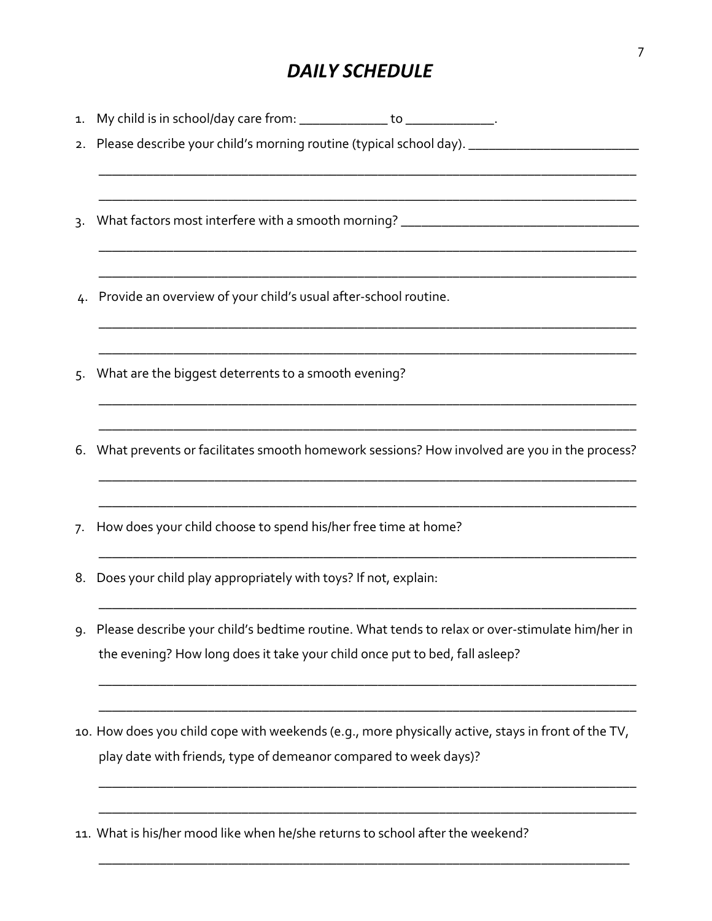# *DAILY SCHEDULE*

1. My child is in school/day care from: _____________ to _____________.
2. Please describe your child's morning routine (typical school day). _________________________

   ________________________________________________________________________________

   ________________________________________________________________________________
3. What factors most interfere with a smooth morning? ___________________________________

   ________________________________________________________________________________

   ________________________________________________________________________________
4. Provide an overview of your child's usual after-school routine.

   ________________________________________________________________________________

   ________________________________________________________________________________
5. What are the biggest deterrents to a smooth evening?

   ________________________________________________________________________________

   ________________________________________________________________________________
6. What prevents or facilitates smooth homework sessions? How involved are you in the process?

   ________________________________________________________________________________

   ________________________________________________________________________________
7. How does your child choose to spend his/her free time at home?

   ________________________________________________________________________________
8. Does your child play appropriately with toys? If not, explain:

   ________________________________________________________________________________
9. Please describe your child's bedtime routine. What tends to relax or over-stimulate him/her in the evening? How long does it take your child once put to bed, fall asleep?

   ________________________________________________________________________________

   ________________________________________________________________________________
10. How does you child cope with weekends (e.g., more physically active, stays in front of the TV, play date with friends, type of demeanor compared to week days)?

    ________________________________________________________________________________

    ________________________________________________________________________________
11. What is his/her mood like when he/she returns to school after the weekend?

    ________________________________________________________________________________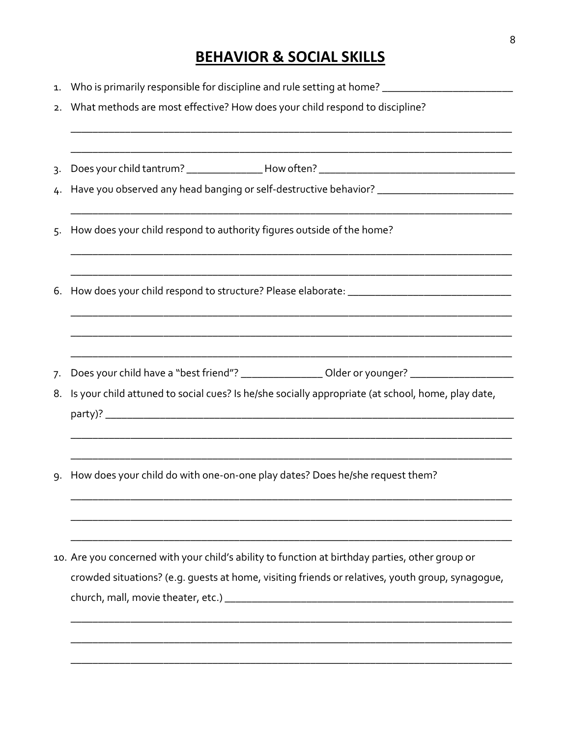# BEHAVIOR & SOCIAL SKILLS

1. Who is primarily responsible for discipline and rule setting at home? _______________________
2. What methods are most effective? How does your child respond to discipline?
   ___________________________________________________________________________
   ___________________________________________________________________________
3. Does your child tantrum? _____________ How often? ___________________________________
4. Have you observed any head banging or self-destructive behavior? ________________________
   ___________________________________________________________________________
5. How does your child respond to authority figures outside of the home?
   ___________________________________________________________________________
   ___________________________________________________________________________
6. How does your child respond to structure? Please elaborate: _____________________________
   ___________________________________________________________________________
   ___________________________________________________________________________
   ___________________________________________________________________________
7. Does your child have a "best friend"? ______________ Older or younger? __________________
8. Is your child attuned to social cues? Is he/she socially appropriate (at school, home, play date, party)? ______________________________________________________________________
   ___________________________________________________________________________
   ___________________________________________________________________________
9. How does your child do with one-on-one play dates? Does he/she request them?
   ___________________________________________________________________________
   ___________________________________________________________________________
   ___________________________________________________________________________
10. Are you concerned with your child's ability to function at birthday parties, other group or crowded situations? (e.g. guests at home, visiting friends or relatives, youth group, synagogue, church, mall, movie theater, etc.) ____________________________________________________
    ___________________________________________________________________________
    ___________________________________________________________________________
    ___________________________________________________________________________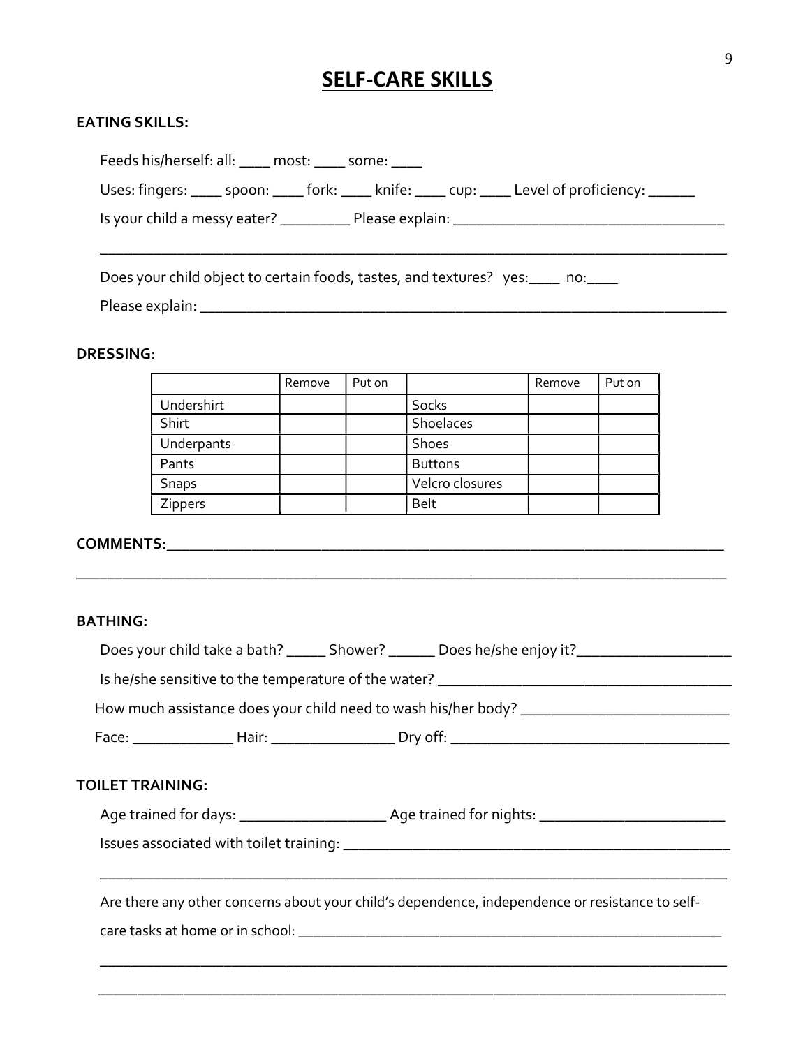# SELF-CARE SKILLS

**EATING SKILLS:**

Feeds his/herself: all: ____ most: ____ some: ____

Uses: fingers: ____ spoon: ____ fork: ____ knife: ____ cup: ____ Level of proficiency: ______

Is your child a messy eater? _________ Please explain: ___________________________________

_____________________________________________________________________________________

Does your child object to certain foods, tastes, and textures? yes:____ no:____

Please explain: _______________________________________________________________________

**DRESSING**:

| | Remove | Put on | | Remove | Put on |
|---|---|---|---|---|---|
| Undershirt | | | Socks | | |
| Shirt | | | Shoelaces | | |
| Underpants | | | Shoes | | |
| Pants | | | Buttons | | |
| Snaps | | | Velcro closures | | |
| Zippers | | | Belt | | |

**COMMENTS:**_____________________________________________________________________________

_____________________________________________________________________________________

**BATHING:**

Does your child take a bath? _____ Shower? ______ Does he/she enjoy it?____________________

Is he/she sensitive to the temperature of the water? ______________________________________

How much assistance does your child need to wash his/her body? ___________________________

Face: _____________ Hair: ________________ Dry off: ____________________________________

**TOILET TRAINING:**

Age trained for days: ___________________ Age trained for nights: ________________________

Issues associated with toilet training: ___________________________________________________

_____________________________________________________________________________________

Are there any other concerns about your child's dependence, independence or resistance to self-care tasks at home or in school: _________________________________________________________

_____________________________________________________________________________________

_____________________________________________________________________________________